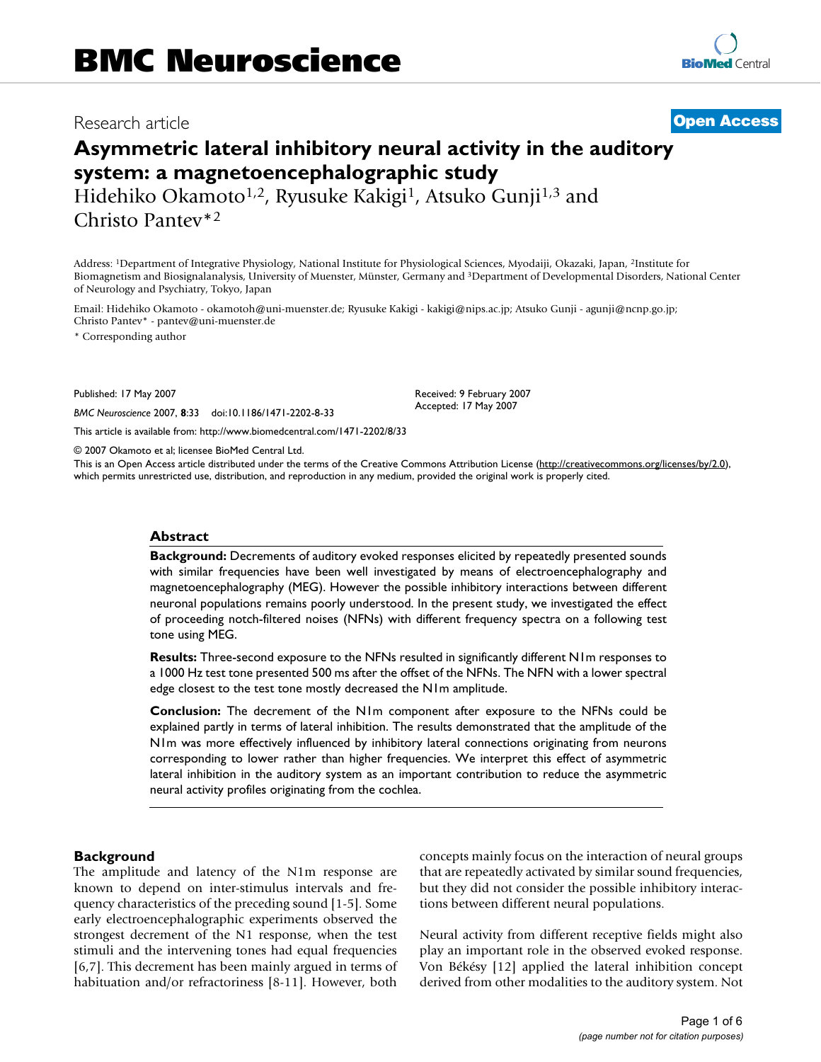BMC Neuroscience

Research article

**Open Access**

# Asymmetric lateral inhibitory neural activity in the auditory system: a magnetoencephalographic study

Hidehiko Okamoto[1,2], Ryusuke Kakigi[1], Atsuko Gunji[1,3] and Christo Pantev*[2]

Address: [1]Department of Integrative Physiology, National Institute for Physiological Sciences, Myodaiji, Okazaki, Japan, [2]Institute for Biomagnetism and Biosignalanalysis, University of Muenster, Münster, Germany and [3]Department of Developmental Disorders, National Center of Neurology and Psychiatry, Tokyo, Japan

Email: Hidehiko Okamoto - okamotoh@uni-muenster.de; Ryusuke Kakigi - kakigi@nips.ac.jp; Atsuko Gunji - agunji@ncnp.go.jp; Christo Pantev* - pantev@uni-muenster.de

\* Corresponding author

Published: 17 May 2007

*BMC Neuroscience* 2007, **8**:33 doi:10.1186/1471-2202-8-33

Received: 9 February 2007
Accepted: 17 May 2007

This article is available from: http://www.biomedcentral.com/1471-2202/8/33

© 2007 Okamoto et al; licensee BioMed Central Ltd.

This is an Open Access article distributed under the terms of the Creative Commons Attribution License (http://creativecommons.org/licenses/by/2.0), which permits unrestricted use, distribution, and reproduction in any medium, provided the original work is properly cited.

## Abstract

**Background:** Decrements of auditory evoked responses elicited by repeatedly presented sounds with similar frequencies have been well investigated by means of electroencephalography and magnetoencephalography (MEG). However the possible inhibitory interactions between different neuronal populations remains poorly understood. In the present study, we investigated the effect of proceeding notch-filtered noises (NFNs) with different frequency spectra on a following test tone using MEG.

**Results:** Three-second exposure to the NFNs resulted in significantly different N1m responses to a 1000 Hz test tone presented 500 ms after the offset of the NFNs. The NFN with a lower spectral edge closest to the test tone mostly decreased the N1m amplitude.

**Conclusion:** The decrement of the N1m component after exposure to the NFNs could be explained partly in terms of lateral inhibition. The results demonstrated that the amplitude of the N1m was more effectively influenced by inhibitory lateral connections originating from neurons corresponding to lower rather than higher frequencies. We interpret this effect of asymmetric lateral inhibition in the auditory system as an important contribution to reduce the asymmetric neural activity profiles originating from the cochlea.

## Background

The amplitude and latency of the N1m response are known to depend on inter-stimulus intervals and frequency characteristics of the preceding sound [1-5]. Some early electroencephalographic experiments observed the strongest decrement of the N1 response, when the test stimuli and the intervening tones had equal frequencies [6,7]. This decrement has been mainly argued in terms of habituation and/or refractoriness [8-11]. However, both concepts mainly focus on the interaction of neural groups that are repeatedly activated by similar sound frequencies, but they did not consider the possible inhibitory interactions between different neural populations.

Neural activity from different receptive fields might also play an important role in the observed evoked response. Von Békésy [12] applied the lateral inhibition concept derived from other modalities to the auditory system. Not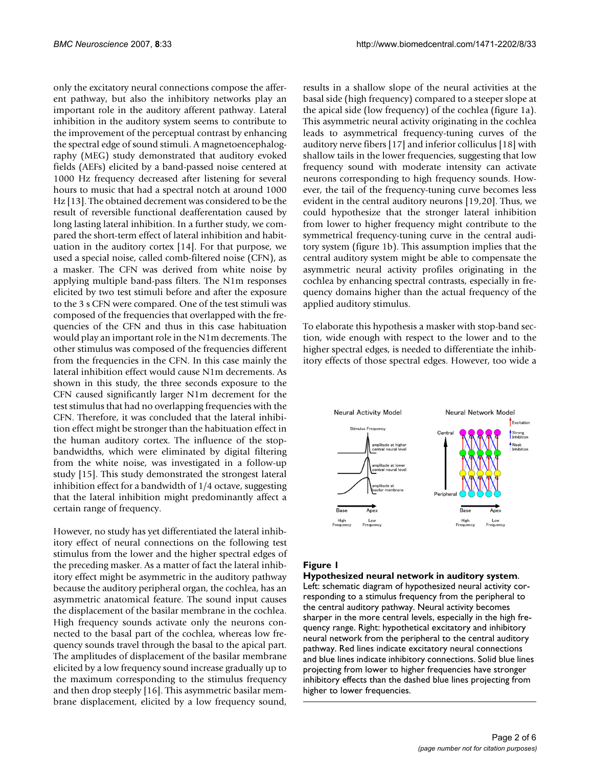only the excitatory neural connections compose the afferent pathway, but also the inhibitory networks play an important role in the auditory afferent pathway. Lateral inhibition in the auditory system seems to contribute to the improvement of the perceptual contrast by enhancing the spectral edge of sound stimuli. A magnetoencephalography (MEG) study demonstrated that auditory evoked fields (AEFs) elicited by a band-passed noise centered at 1000 Hz frequency decreased after listening for several hours to music that had a spectral notch at around 1000 Hz [13]. The obtained decrement was considered to be the result of reversible functional deafferentation caused by long lasting lateral inhibition. In a further study, we compared the short-term effect of lateral inhibition and habituation in the auditory cortex [14]. For that purpose, we used a special noise, called comb-filtered noise (CFN), as a masker. The CFN was derived from white noise by applying multiple band-pass filters. The N1m responses elicited by two test stimuli before and after the exposure to the 3 s CFN were compared. One of the test stimuli was composed of the frequencies that overlapped with the frequencies of the CFN and thus in this case habituation would play an important role in the N1m decrements. The other stimulus was composed of the frequencies different from the frequencies in the CFN. In this case mainly the lateral inhibition effect would cause N1m decrements. As shown in this study, the three seconds exposure to the CFN caused significantly larger N1m decrement for the test stimulus that had no overlapping frequencies with the CFN. Therefore, it was concluded that the lateral inhibition effect might be stronger than the habituation effect in the human auditory cortex. The influence of the stop-bandwidths, which were eliminated by digital filtering from the white noise, was investigated in a follow-up study [15]. This study demonstrated the strongest lateral inhibition effect for a bandwidth of 1/4 octave, suggesting that the lateral inhibition might predominantly affect a certain range of frequency.

However, no study has yet differentiated the lateral inhibitory effect of neural connections on the following test stimulus from the lower and the higher spectral edges of the preceding masker. As a matter of fact the lateral inhibitory effect might be asymmetric in the auditory pathway because the auditory peripheral organ, the cochlea, has an asymmetric anatomical feature. The sound input causes the displacement of the basilar membrane in the cochlea. High frequency sounds activate only the neurons connected to the basal part of the cochlea, whereas low frequency sounds travel through the basal to the apical part. The amplitudes of displacement of the basilar membrane elicited by a low frequency sound increase gradually up to the maximum corresponding to the stimulus frequency and then drop steeply [16]. This asymmetric basilar membrane displacement, elicited by a low frequency sound, results in a shallow slope of the neural activities at the basal side (high frequency) compared to a steeper slope at the apical side (low frequency) of the cochlea (figure 1a). This asymmetric neural activity originating in the cochlea leads to asymmetric frequency-tuning curves of the auditory nerve fibers [17] and inferior colliculus [18] with shallow tails in the lower frequencies, suggesting that low frequency sound with moderate intensity can activate neurons corresponding to high frequency sounds. However, the tail of the frequency-tuning curve becomes less evident in the central auditory neurons [19,20]. Thus, we could hypothesize that the stronger lateral inhibition from lower to higher frequency might contribute to the symmetrical frequency-tuning curve in the central auditory system (figure 1b). This assumption implies that the central auditory system might be able to compensate the asymmetric neural activity profiles originating in the cochlea by enhancing spectral contrasts, especially in frequency domains higher than the actual frequency of the applied auditory stimulus.

To elaborate this hypothesis a masker with stop-band section, wide enough with respect to the lower and to the higher spectral edges, is needed to differentiate the inhibitory effects of those spectral edges. However, too wide a

**Figure 1**

**Hypothesized neural network in auditory system**. Left: schematic diagram of hypothesized neural activity corresponding to a stimulus frequency from the peripheral to the central auditory pathway. Neural activity becomes sharper in the more central levels, especially in the high frequency range. Right: hypothetical excitatory and inhibitory neural network from the peripheral to the central auditory pathway. Red lines indicate excitatory neural connections and blue lines indicate inhibitory connections. Solid blue lines projecting from lower to higher frequencies have stronger inhibitory effects than the dashed blue lines projecting from higher to lower frequencies.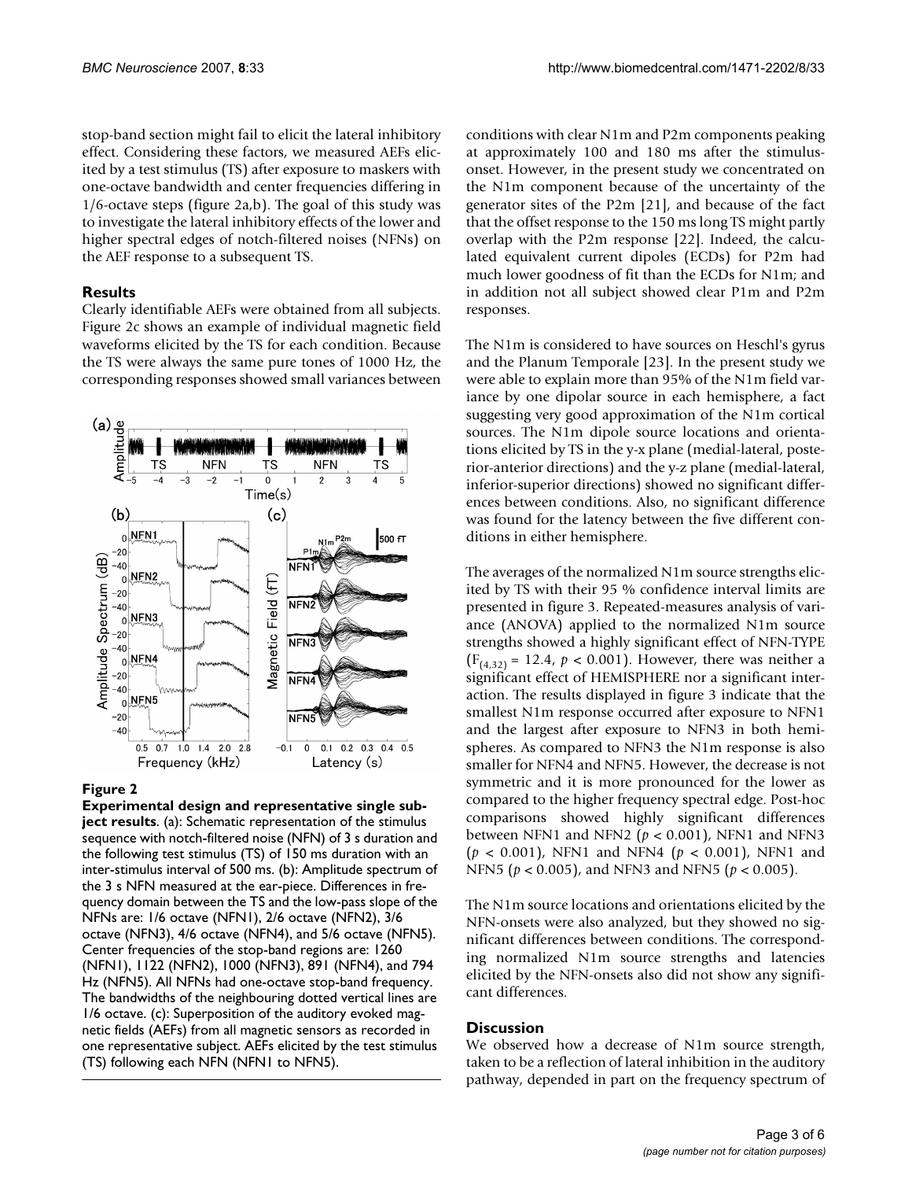stop-band section might fail to elicit the lateral inhibitory effect. Considering these factors, we measured AEFs elicited by a test stimulus (TS) after exposure to maskers with one-octave bandwidth and center frequencies differing in 1/6-octave steps (figure 2a,b). The goal of this study was to investigate the lateral inhibitory effects of the lower and higher spectral edges of notch-filtered noises (NFNs) on the AEF response to a subsequent TS.

## Results

Clearly identifiable AEFs were obtained from all subjects. Figure 2c shows an example of individual magnetic field waveforms elicited by the TS for each condition. Because the TS were always the same pure tones of 1000 Hz, the corresponding responses showed small variances between conditions with clear N1m and P2m components peaking at approximately 100 and 180 ms after the stimulus-onset. However, in the present study we concentrated on the N1m component because of the uncertainty of the generator sites of the P2m [21], and because of the fact that the offset response to the 150 ms long TS might partly overlap with the P2m response [22]. Indeed, the calculated equivalent current dipoles (ECDs) for P2m had much lower goodness of fit than the ECDs for N1m; and in addition not all subject showed clear P1m and P2m responses.

**Figure 2**

**Experimental design and representative single subject results**. (a): Schematic representation of the stimulus sequence with notch-filtered noise (NFN) of 3 s duration and the following test stimulus (TS) of 150 ms duration with an inter-stimulus interval of 500 ms. (b): Amplitude spectrum of the 3 s NFN measured at the ear-piece. Differences in frequency domain between the TS and the low-pass slope of the NFNs are: 1/6 octave (NFN1), 2/6 octave (NFN2), 3/6 octave (NFN3), 4/6 octave (NFN4), and 5/6 octave (NFN5). Center frequencies of the stop-band regions are: 1260 (NFN1), 1122 (NFN2), 1000 (NFN3), 891 (NFN4), and 794 Hz (NFN5). All NFNs had one-octave stop-band frequency. The bandwidths of the neighbouring dotted vertical lines are 1/6 octave. (c): Superposition of the auditory evoked magnetic fields (AEFs) from all magnetic sensors as recorded in one representative subject. AEFs elicited by the test stimulus (TS) following each NFN (NFN1 to NFN5).

The N1m is considered to have sources on Heschl's gyrus and the Planum Temporale [23]. In the present study we were able to explain more than 95% of the N1m field variance by one dipolar source in each hemisphere, a fact suggesting very good approximation of the N1m cortical sources. The N1m dipole source locations and orientations elicited by TS in the y-x plane (medial-lateral, posterior-anterior directions) and the y-z plane (medial-lateral, inferior-superior directions) showed no significant differences between conditions. Also, no significant difference was found for the latency between the five different conditions in either hemisphere.

The averages of the normalized N1m source strengths elicited by TS with their 95 % confidence interval limits are presented in figure 3. Repeated-measures analysis of variance (ANOVA) applied to the normalized N1m source strengths showed a highly significant effect of NFN-TYPE ($F_{(4,32)} = 12.4$, $p < 0.001$). However, there was neither a significant effect of HEMISPHERE nor a significant interaction. The results displayed in figure 3 indicate that the smallest N1m response occurred after exposure to NFN1 and the largest after exposure to NFN3 in both hemispheres. As compared to NFN3 the N1m response is also smaller for NFN4 and NFN5. However, the decrease is not symmetric and it is more pronounced for the lower as compared to the higher frequency spectral edge. Post-hoc comparisons showed highly significant differences between NFN1 and NFN2 ($p < 0.001$), NFN1 and NFN3 ($p < 0.001$), NFN1 and NFN4 ($p < 0.001$), NFN1 and NFN5 ($p < 0.005$), and NFN3 and NFN5 ($p < 0.005$).

The N1m source locations and orientations elicited by the NFN-onsets were also analyzed, but they showed no significant differences between conditions. The corresponding normalized N1m source strengths and latencies elicited by the NFN-onsets also did not show any significant differences.

## Discussion

We observed how a decrease of N1m source strength, taken to be a reflection of lateral inhibition in the auditory pathway, depended in part on the frequency spectrum of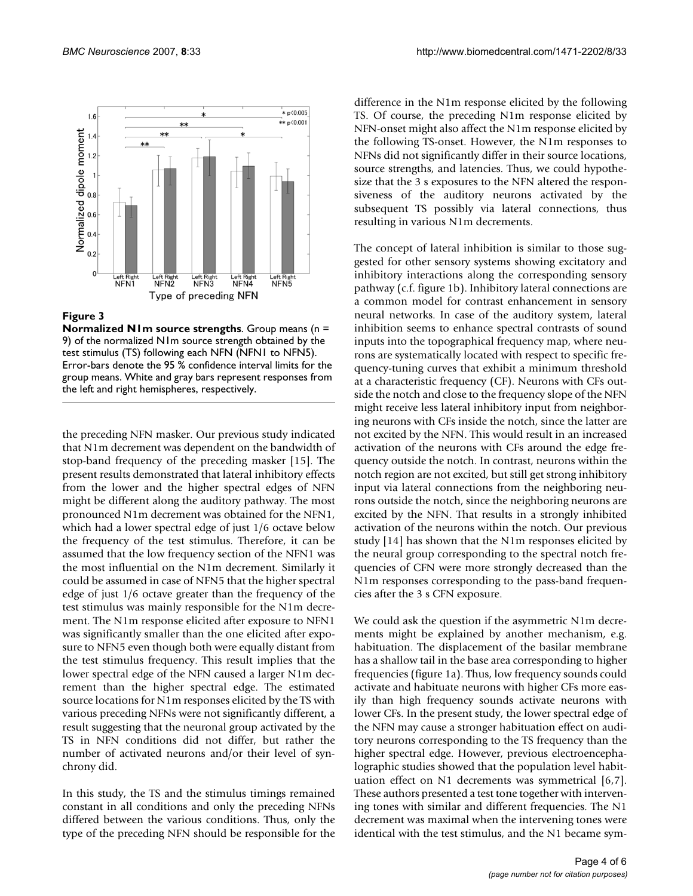**Figure 3**

**Normalized N1m source strengths**. Group means (n = 9) of the normalized N1m source strength obtained by the test stimulus (TS) following each NFN (NFN1 to NFN5). Error-bars denote the 95 % confidence interval limits for the group means. White and gray bars represent responses from the left and right hemispheres, respectively.

the preceding NFN masker. Our previous study indicated that N1m decrement was dependent on the bandwidth of stop-band frequency of the preceding masker [15]. The present results demonstrated that lateral inhibitory effects from the lower and the higher spectral edges of NFN might be different along the auditory pathway. The most pronounced N1m decrement was obtained for the NFN1, which had a lower spectral edge of just 1/6 octave below the frequency of the test stimulus. Therefore, it can be assumed that the low frequency section of the NFN1 was the most influential on the N1m decrement. Similarly it could be assumed in case of NFN5 that the higher spectral edge of just 1/6 octave greater than the frequency of the test stimulus was mainly responsible for the N1m decrement. The N1m response elicited after exposure to NFN1 was significantly smaller than the one elicited after exposure to NFN5 even though both were equally distant from the test stimulus frequency. This result implies that the lower spectral edge of the NFN caused a larger N1m decrement than the higher spectral edge. The estimated source locations for N1m responses elicited by the TS with various preceding NFNs were not significantly different, a result suggesting that the neuronal group activated by the TS in NFN conditions did not differ, but rather the number of activated neurons and/or their level of synchrony did.

In this study, the TS and the stimulus timings remained constant in all conditions and only the preceding NFNs differed between the various conditions. Thus, only the type of the preceding NFN should be responsible for the difference in the N1m response elicited by the following TS. Of course, the preceding N1m response elicited by NFN-onset might also affect the N1m response elicited by the following TS-onset. However, the N1m responses to NFNs did not significantly differ in their source locations, source strengths, and latencies. Thus, we could hypothesize that the 3 s exposures to the NFN altered the responsiveness of the auditory neurons activated by the subsequent TS possibly via lateral connections, thus resulting in various N1m decrements.

The concept of lateral inhibition is similar to those suggested for other sensory systems showing excitatory and inhibitory interactions along the corresponding sensory pathway (c.f. figure 1b). Inhibitory lateral connections are a common model for contrast enhancement in sensory neural networks. In case of the auditory system, lateral inhibition seems to enhance spectral contrasts of sound inputs into the topographical frequency map, where neurons are systematically located with respect to specific frequency-tuning curves that exhibit a minimum threshold at a characteristic frequency (CF). Neurons with CFs outside the notch and close to the frequency slope of the NFN might receive less lateral inhibitory input from neighboring neurons with CFs inside the notch, since the latter are not excited by the NFN. This would result in an increased activation of the neurons with CFs around the edge frequency outside the notch. In contrast, neurons within the notch region are not excited, but still get strong inhibitory input via lateral connections from the neighboring neurons outside the notch, since the neighboring neurons are excited by the NFN. That results in a strongly inhibited activation of the neurons within the notch. Our previous study [14] has shown that the N1m responses elicited by the neural group corresponding to the spectral notch frequencies of CFN were more strongly decreased than the N1m responses corresponding to the pass-band frequencies after the 3 s CFN exposure.

We could ask the question if the asymmetric N1m decrements might be explained by another mechanism, e.g. habituation. The displacement of the basilar membrane has a shallow tail in the base area corresponding to higher frequencies (figure 1a). Thus, low frequency sounds could activate and habituate neurons with higher CFs more easily than high frequency sounds activate neurons with lower CFs. In the present study, the lower spectral edge of the NFN may cause a stronger habituation effect on auditory neurons corresponding to the TS frequency than the higher spectral edge. However, previous electroencephalographic studies showed that the population level habituation effect on N1 decrements was symmetrical [6,7]. These authors presented a test tone together with intervening tones with similar and different frequencies. The N1 decrement was maximal when the intervening tones were identical with the test stimulus, and the N1 became sym-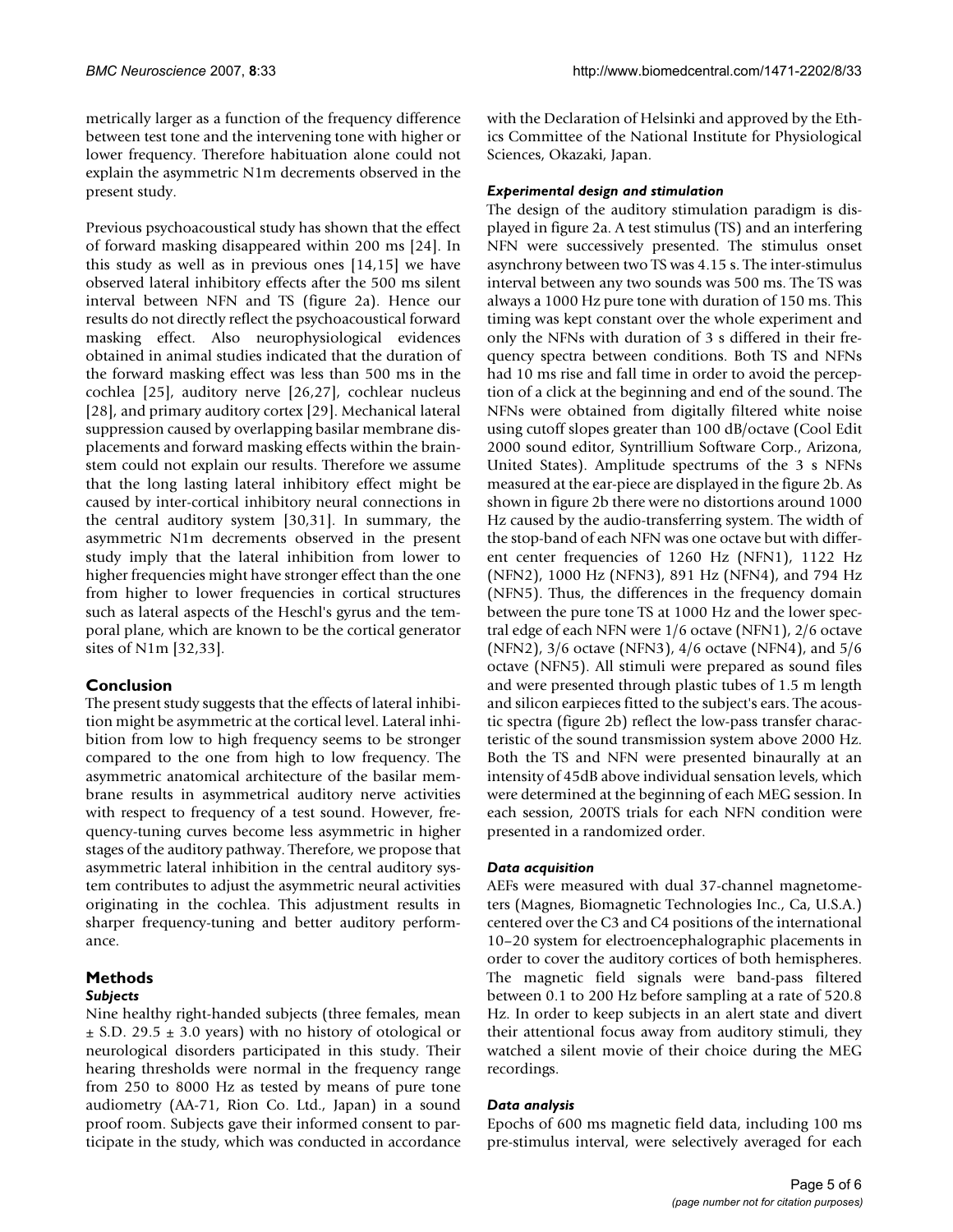metrically larger as a function of the frequency difference between test tone and the intervening tone with higher or lower frequency. Therefore habituation alone could not explain the asymmetric N1m decrements observed in the present study.

Previous psychoacoustical study has shown that the effect of forward masking disappeared within 200 ms [24]. In this study as well as in previous ones [14,15] we have observed lateral inhibitory effects after the 500 ms silent interval between NFN and TS (figure 2a). Hence our results do not directly reflect the psychoacoustical forward masking effect. Also neurophysiological evidences obtained in animal studies indicated that the duration of the forward masking effect was less than 500 ms in the cochlea [25], auditory nerve [26,27], cochlear nucleus [28], and primary auditory cortex [29]. Mechanical lateral suppression caused by overlapping basilar membrane displacements and forward masking effects within the brainstem could not explain our results. Therefore we assume that the long lasting lateral inhibitory effect might be caused by inter-cortical inhibitory neural connections in the central auditory system [30,31]. In summary, the asymmetric N1m decrements observed in the present study imply that the lateral inhibition from lower to higher frequencies might have stronger effect than the one from higher to lower frequencies in cortical structures such as lateral aspects of the Heschl's gyrus and the temporal plane, which are known to be the cortical generator sites of N1m [32,33].

## Conclusion

The present study suggests that the effects of lateral inhibition might be asymmetric at the cortical level. Lateral inhibition from low to high frequency seems to be stronger compared to the one from high to low frequency. The asymmetric anatomical architecture of the basilar membrane results in asymmetrical auditory nerve activities with respect to frequency of a test sound. However, frequency-tuning curves become less asymmetric in higher stages of the auditory pathway. Therefore, we propose that asymmetric lateral inhibition in the central auditory system contributes to adjust the asymmetric neural activities originating in the cochlea. This adjustment results in sharper frequency-tuning and better auditory performance.

## Methods

### Subjects

Nine healthy right-handed subjects (three females, mean ± S.D. 29.5 ± 3.0 years) with no history of otological or neurological disorders participated in this study. Their hearing thresholds were normal in the frequency range from 250 to 8000 Hz as tested by means of pure tone audiometry (AA-71, Rion Co. Ltd., Japan) in a sound proof room. Subjects gave their informed consent to participate in the study, which was conducted in accordance with the Declaration of Helsinki and approved by the Ethics Committee of the National Institute for Physiological Sciences, Okazaki, Japan.

### Experimental design and stimulation

The design of the auditory stimulation paradigm is displayed in figure 2a. A test stimulus (TS) and an interfering NFN were successively presented. The stimulus onset asynchrony between two TS was 4.15 s. The inter-stimulus interval between any two sounds was 500 ms. The TS was always a 1000 Hz pure tone with duration of 150 ms. This timing was kept constant over the whole experiment and only the NFNs with duration of 3 s differed in their frequency spectra between conditions. Both TS and NFNs had 10 ms rise and fall time in order to avoid the perception of a click at the beginning and end of the sound. The NFNs were obtained from digitally filtered white noise using cutoff slopes greater than 100 dB/octave (Cool Edit 2000 sound editor, Syntrillium Software Corp., Arizona, United States). Amplitude spectrums of the 3 s NFNs measured at the ear-piece are displayed in the figure 2b. As shown in figure 2b there were no distortions around 1000 Hz caused by the audio-transferring system. The width of the stop-band of each NFN was one octave but with different center frequencies of 1260 Hz (NFN1), 1122 Hz (NFN2), 1000 Hz (NFN3), 891 Hz (NFN4), and 794 Hz (NFN5). Thus, the differences in the frequency domain between the pure tone TS at 1000 Hz and the lower spectral edge of each NFN were 1/6 octave (NFN1), 2/6 octave (NFN2), 3/6 octave (NFN3), 4/6 octave (NFN4), and 5/6 octave (NFN5). All stimuli were prepared as sound files and were presented through plastic tubes of 1.5 m length and silicon earpieces fitted to the subject's ears. The acoustic spectra (figure 2b) reflect the low-pass transfer characteristic of the sound transmission system above 2000 Hz. Both the TS and NFN were presented binaurally at an intensity of 45dB above individual sensation levels, which were determined at the beginning of each MEG session. In each session, 200TS trials for each NFN condition were presented in a randomized order.

### Data acquisition

AEFs were measured with dual 37-channel magnetometers (Magnes, Biomagnetic Technologies Inc., Ca, U.S.A.) centered over the C3 and C4 positions of the international 10–20 system for electroencephalographic placements in order to cover the auditory cortices of both hemispheres. The magnetic field signals were band-pass filtered between 0.1 to 200 Hz before sampling at a rate of 520.8 Hz. In order to keep subjects in an alert state and divert their attentional focus away from auditory stimuli, they watched a silent movie of their choice during the MEG recordings.

### Data analysis

Epochs of 600 ms magnetic field data, including 100 ms pre-stimulus interval, were selectively averaged for each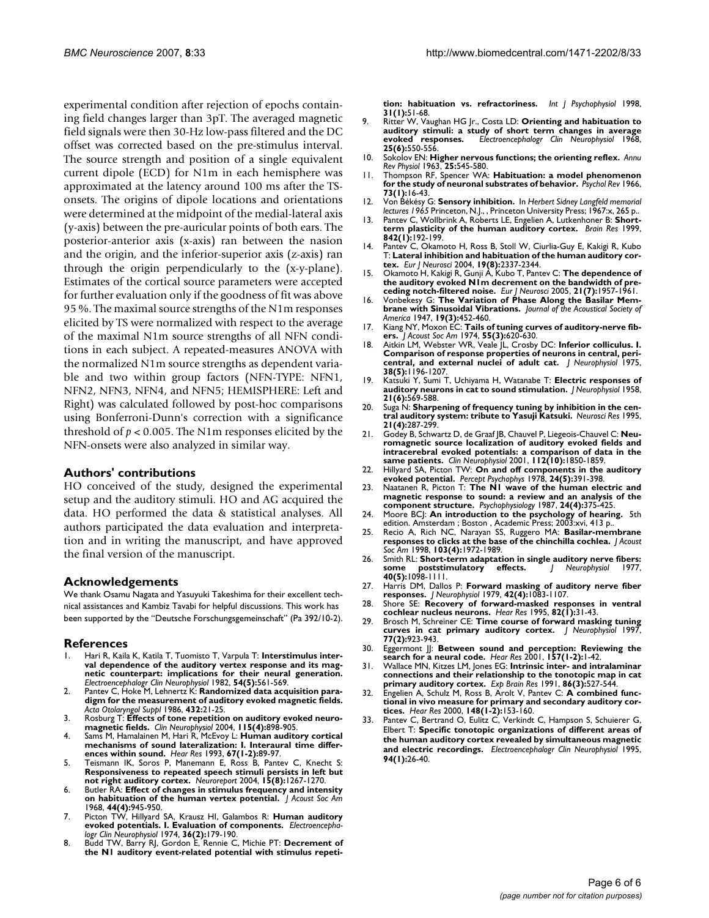experimental condition after rejection of epochs containing field changes larger than 3pT. The averaged magnetic field signals were then 30-Hz low-pass filtered and the DC offset was corrected based on the pre-stimulus interval. The source strength and position of a single equivalent current dipole (ECD) for N1m in each hemisphere was approximated at the latency around 100 ms after the TS-onsets. The origins of dipole locations and orientations were determined at the midpoint of the medial-lateral axis (y-axis) between the pre-auricular points of both ears. The posterior-anterior axis (x-axis) ran between the nasion and the origin, and the inferior-superior axis (z-axis) ran through the origin perpendicularly to the (x-y-plane). Estimates of the cortical source parameters were accepted for further evaluation only if the goodness of fit was above 95 %. The maximal source strengths of the N1m responses elicited by TS were normalized with respect to the average of the maximal N1m source strengths of all NFN conditions in each subject. A repeated-measures ANOVA with the normalized N1m source strengths as dependent variable and two within group factors (NFN-TYPE: NFN1, NFN2, NFN3, NFN4, and NFN5; HEMISPHERE: Left and Right) was calculated followed by post-hoc comparisons using Bonferroni-Dunn's correction with a significance threshold of $p < 0.005$. The N1m responses elicited by the NFN-onsets were also analyzed in similar way.

## Authors' contributions

HO conceived of the study, designed the experimental setup and the auditory stimuli. HO and AG acquired the data. HO performed the data & statistical analyses. All authors participated the data evaluation and interpretation and in writing the manuscript, and have approved the final version of the manuscript.

## Acknowledgements

We thank Osamu Nagata and Yasuyuki Takeshima for their excellent technical assistances and Kambiz Tavabi for helpful discussions. This work has been supported by the "Deutsche Forschungsgemeinschaft" (Pa 392/10-2).

## References

1. Hari R, Kaila K, Katila T, Tuomisto T, Varpula T: **Interstimulus interval dependence of the auditory vertex response and its magnetic counterpart: implications for their neural generation.** *Electroencephalogr Clin Neurophysiol* 1982, **54(5):**561-569.
2. Pantev C, Hoke M, Lehnertz K: **Randomized data acquisition paradigm for the measurement of auditory evoked magnetic fields.** *Acta Otolaryngol Suppl* 1986, **432:**21-25.
3. Rosburg T: **Effects of tone repetition on auditory evoked neuromagnetic fields.** *Clin Neurophysiol* 2004, **115(4):**898-905.
4. Sams M, Hamalainen M, Hari R, McEvoy L: **Human auditory cortical mechanisms of sound lateralization: I. Interaural time differences within sound.** *Hear Res* 1993, **67(1-2):**89-97.
5. Teismann IK, Soros P, Manemann E, Ross B, Pantev C, Knecht S: **Responsiveness to repeated speech stimuli persists in left but not right auditory cortex.** *Neuroreport* 2004, **15(8):**1267-1270.
6. Butler RA: **Effect of changes in stimulus frequency and intensity on habituation of the human vertex potential.** *J Acoust Soc Am* 1968, **44(4):**945-950.
7. Picton TW, Hillyard SA, Krausz HI, Galambos R: **Human auditory evoked potentials. I. Evaluation of components.** *Electroencephalogr Clin Neurophysiol* 1974, **36(2):**179-190.
8. Budd TW, Barry RJ, Gordon E, Rennie C, Michie PT: **Decrement of the N1 auditory event-related potential with stimulus repetition: habituation vs. refractoriness.** *Int J Psychophysiol* 1998, **31(1):**51-68.
9. Ritter W, Vaughan HG Jr., Costa LD: **Orienting and habituation to auditory stimuli: a study of short term changes in average evoked responses.** *Electroencephalogr Clin Neurophysiol* 1968, **25(6):**550-556.
10. Sokolov EN: **Higher nervous functions; the orienting reflex.** *Annu Rev Physiol* 1963, **25:**545-580.
11. Thompson RF, Spencer WA: **Habituation: a model phenomenon for the study of neuronal substrates of behavior.** *Psychol Rev* 1966, **73(1):**16-43.
12. Von Békésy G: **Sensory inhibition.** In *Herbert Sidney Langfeld memorial lectures 1965* Princeton, N.J., , Princeton University Press; 1967:x, 265 p..
13. Pantev C, Wollbrink A, Roberts LE, Engelien A, Lutkenhoner B: **Short-term plasticity of the human auditory cortex.** *Brain Res* 1999, **842(1):**192-199.
14. Pantev C, Okamoto H, Ross B, Stoll W, Ciurlia-Guy E, Kakigi R, Kubo T: **Lateral inhibition and habituation of the human auditory cortex.** *Eur J Neurosci* 2004, **19(8):**2337-2344.
15. Okamoto H, Kakigi R, Gunji A, Kubo T, Pantev C: **The dependence of the auditory evoked N1m decrement on the bandwidth of preceding notch-filtered noise.** *Eur J Neurosci* 2005, **21(7):**1957-1961.
16. Vonbekesy G: **The Variation of Phase Along the Basilar Membrane with Sinusoidal Vibrations.** *Journal of the Acoustical Society of America* 1947, **19(3):**452-460.
17. Kiang NY, Moxon EC: **Tails of tuning curves of auditory-nerve fibers.** *J Acoust Soc Am* 1974, **55(3):**620-630.
18. Aitkin LM, Webster WR, Veale JL, Crosby DC: **Inferior colliculus. I. Comparison of response properties of neurons in central, pericentral, and external nuclei of adult cat.** *J Neurophysiol* 1975, **38(5):**1196-1207.
19. Katsuki Y, Sumi T, Uchiyama H, Watanabe T: **Electric responses of auditory neurons in cat to sound stimulation.** *J Neurophysiol* 1958, **21(6):**569-588.
20. Suga N: **Sharpening of frequency tuning by inhibition in the central auditory system: tribute to Yasuji Katsuki.** *Neurosci Res* 1995, **21(4):**287-299.
21. Godey B, Schwartz D, de Graaf JB, Chauvel P, Liegeois-Chauvel C: **Neuromagnetic source localization of auditory evoked fields and intracerebral evoked potentials: a comparison of data in the same patients.** *Clin Neurophysiol* 2001, **112(10):**1850-1859.
22. Hillyard SA, Picton TW: **On and off components in the auditory evoked potential.** *Percept Psychophys* 1978, **24(5):**391-398.
23. Naatanen R, Picton T: **The N1 wave of the human electric and magnetic response to sound: a review and an analysis of the component structure.** *Psychophysiology* 1987, **24(4):**375-425.
24. Moore BCJ: **An introduction to the psychology of hearing.** 5th edition. Amsterdam ; Boston , Academic Press; 2003:xvi, 413 p..
25. Recio A, Rich NC, Narayan SS, Ruggero MA: **Basilar-membrane responses to clicks at the base of the chinchilla cochlea.** *J Acoust Soc Am* 1998, **103(4):**1972-1989.
26. Smith RL: **Short-term adaptation in single auditory nerve fibers: some poststimulatory effects.** *J Neurophysiol* 1977, **40(5):**1098-1111.
27. Harris DM, Dallos P: **Forward masking of auditory nerve fiber responses.** *J Neurophysiol* 1979, **42(4):**1083-1107.
28. Shore SE: **Recovery of forward-masked responses in ventral cochlear nucleus neurons.** *Hear Res* 1995, **82(1):**31-43.
29. Brosch M, Schreiner CE: **Time course of forward masking tuning curves in cat primary auditory cortex.** *J Neurophysiol* 1997, **77(2):**923-943.
30. Eggermont JJ: **Between sound and perception: Reviewing the search for a neural code.** *Hear Res* 2001, **157(1-2):**1-42.
31. Wallace MN, Kitzes LM, Jones EG: **Intrinsic inter- and intralaminar connections and their relationship to the tonotopic map in cat primary auditory cortex.** *Exp Brain Res* 1991, **86(3):**527-544.
32. Engelien A, Schulz M, Ross B, Arolt V, Pantev C: **A combined functional in vivo measure for primary and secondary auditory cortices.** *Hear Res* 2000, **148(1-2):**153-160.
33. Pantev C, Bertrand O, Eulitz C, Verkindt C, Hampson S, Schuierer G, Elbert T: **Specific tonotopic organizations of different areas of the human auditory cortex revealed by simultaneous magnetic and electric recordings.** *Electroencephalogr Clin Neurophysiol* 1995, **94(1):**26-40.